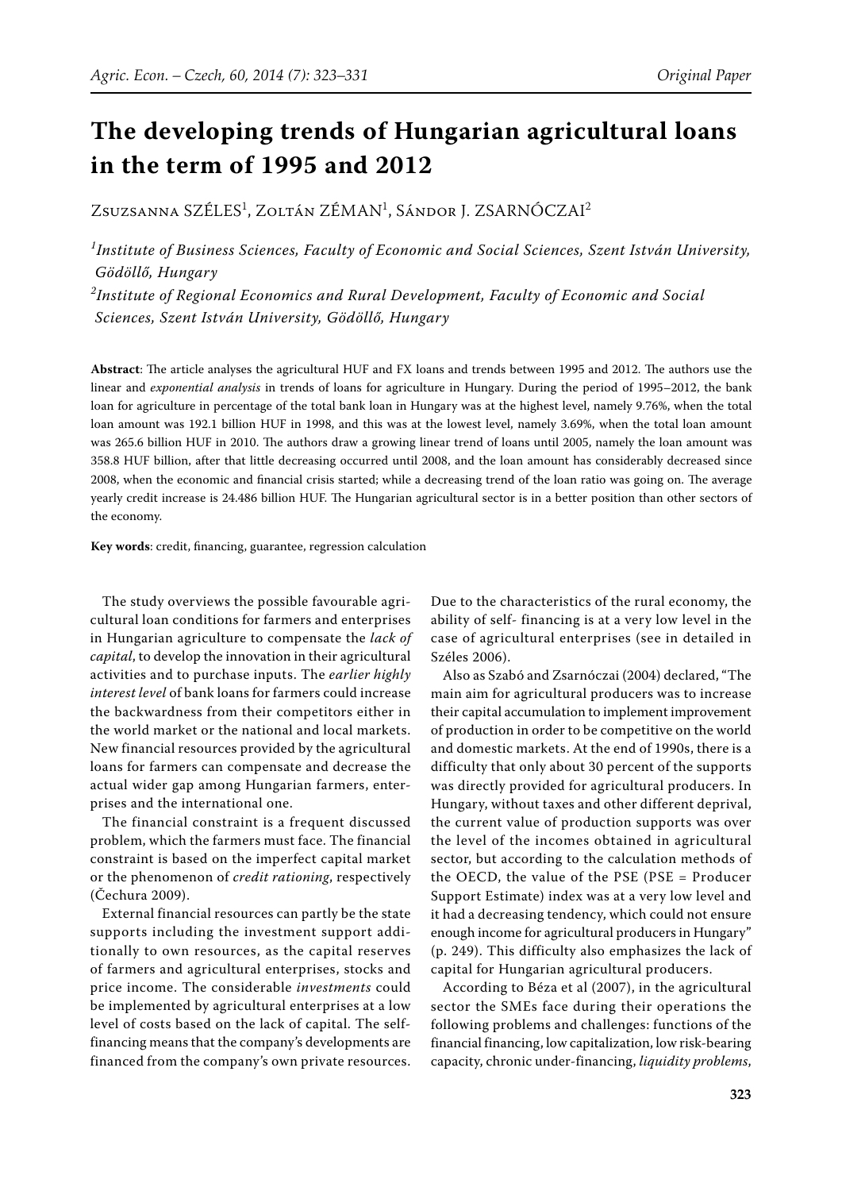# The developing trends of Hungarian agricultural loans in the term of 1995 and 2012

Zsuzsanna SZÉLES[1], Zoltán ZÉMAN[1], Sándor J. ZSARNÓCZAI[2]

[1]*Institute of Business Sciences, Faculty of Economic and Social Sciences, Szent István University, Gödöllő, Hungary*

[2]*Institute of Regional Economics and Rural Development, Faculty of Economic and Social Sciences, Szent István University, Gödöllő, Hungary*

**Abstract**: The article analyses the agricultural HUF and FX loans and trends between 1995 and 2012. The authors use the linear and *exponential analysis* in trends of loans for agriculture in Hungary. During the period of 1995–2012, the bank loan for agriculture in percentage of the total bank loan in Hungary was at the highest level, namely 9.76%, when the total loan amount was 192.1 billion HUF in 1998, and this was at the lowest level, namely 3.69%, when the total loan amount was 265.6 billion HUF in 2010. The authors draw a growing linear trend of loans until 2005, namely the loan amount was 358.8 HUF billion, after that little decreasing occurred until 2008, and the loan amount has considerably decreased since 2008, when the economic and financial crisis started; while a decreasing trend of the loan ratio was going on. The average yearly credit increase is 24.486 billion HUF. The Hungarian agricultural sector is in a better position than other sectors of the economy.

**Key words**: credit, financing, guarantee, regression calculation

The study overviews the possible favourable agricultural loan conditions for farmers and enterprises in Hungarian agriculture to compensate the *lack of capital*, to develop the innovation in their agricultural activities and to purchase inputs. The *earlier highly interest level* of bank loans for farmers could increase the backwardness from their competitors either in the world market or the national and local markets. New financial resources provided by the agricultural loans for farmers can compensate and decrease the actual wider gap among Hungarian farmers, enterprises and the international one.

The financial constraint is a frequent discussed problem, which the farmers must face. The financial constraint is based on the imperfect capital market or the phenomenon of *credit rationing*, respectively (Čechura 2009).

External financial resources can partly be the state supports including the investment support additionally to own resources, as the capital reserves of farmers and agricultural enterprises, stocks and price income. The considerable *investments* could be implemented by agricultural enterprises at a low level of costs based on the lack of capital. The self-financing means that the company's developments are financed from the company's own private resources. Due to the characteristics of the rural economy, the ability of self- financing is at a very low level in the case of agricultural enterprises (see in detailed in Széles 2006).

Also as Szabó and Zsarnóczai (2004) declared, "The main aim for agricultural producers was to increase their capital accumulation to implement improvement of production in order to be competitive on the world and domestic markets. At the end of 1990s, there is a difficulty that only about 30 percent of the supports was directly provided for agricultural producers. In Hungary, without taxes and other different deprival, the current value of production supports was over the level of the incomes obtained in agricultural sector, but according to the calculation methods of the OECD, the value of the PSE (PSE = Producer Support Estimate) index was at a very low level and it had a decreasing tendency, which could not ensure enough income for agricultural producers in Hungary" (p. 249). This difficulty also emphasizes the lack of capital for Hungarian agricultural producers.

According to Béza et al (2007), in the agricultural sector the SMEs face during their operations the following problems and challenges: functions of the financial financing, low capitalization, low risk-bearing capacity, chronic under-financing, *liquidity problems*,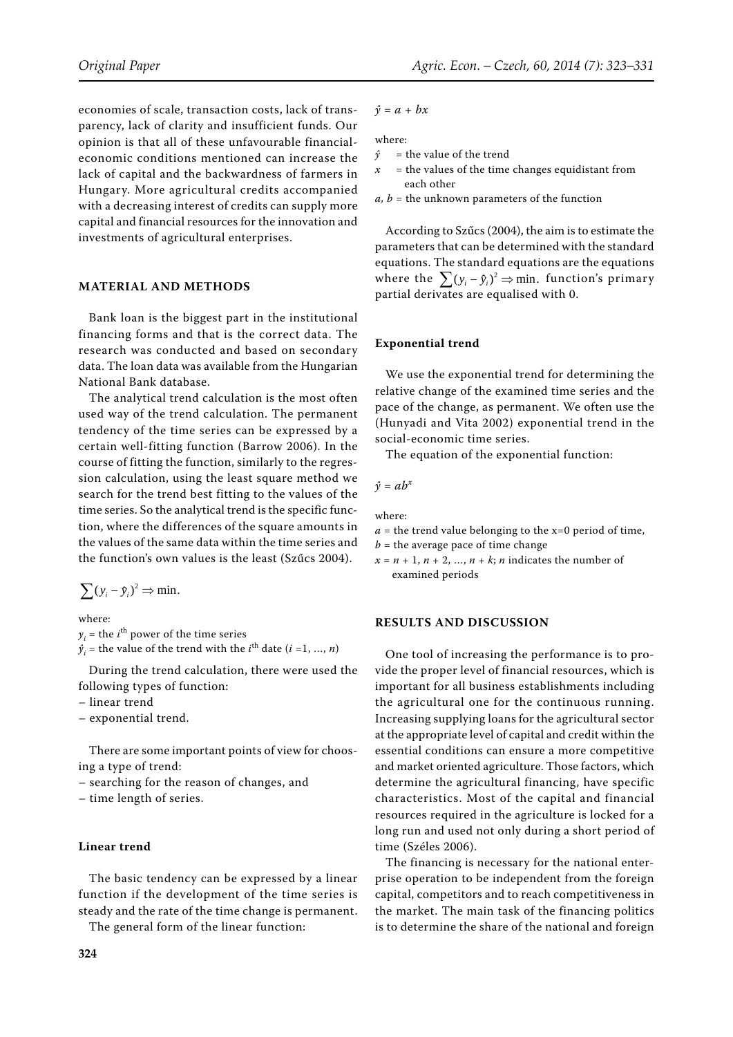economies of scale, transaction costs, lack of transparency, lack of clarity and insufficient funds. Our opinion is that all of these unfavourable financial-economic conditions mentioned can increase the lack of capital and the backwardness of farmers in Hungary. More agricultural credits accompanied with a decreasing interest of credits can supply more capital and financial resources for the innovation and investments of agricultural enterprises.

## MATERIAL AND METHODS

Bank loan is the biggest part in the institutional financing forms and that is the correct data. The research was conducted and based on secondary data. The loan data was available from the Hungarian National Bank database.

The analytical trend calculation is the most often used way of the trend calculation. The permanent tendency of the time series can be expressed by a certain well-fitting function (Barrow 2006). In the course of fitting the function, similarly to the regression calculation, using the least square method we search for the trend best fitting to the values of the time series. So the analytical trend is the specific function, where the differences of the square amounts in the values of the same data within the time series and the function's own values is the least (Szűcs 2004).

$$\sum (y_i - \hat{y}_i)^2 \Rightarrow \min.$$

where:

$y_i$ = the $i^{\text{th}}$ power of the time series

$\hat{y}_i$ = the value of the trend with the $i^{\text{th}}$ date ($i$ =1, …, $n$)

During the trend calculation, there were used the following types of function:

– linear trend

– exponential trend.

There are some important points of view for choosing a type of trend:

– searching for the reason of changes, and

– time length of series.

### Linear trend

The basic tendency can be expressed by a linear function if the development of the time series is steady and the rate of the time change is permanent.

The general form of the linear function:

$$\hat{y} = a + bx$$

where:

$\hat{y}$ = the value of the trend

$x$ = the values of the time changes equidistant from each other

$a$, $b$ = the unknown parameters of the function

According to Szűcs (2004), the aim is to estimate the parameters that can be determined with the standard equations. The standard equations are the equations where the $\sum (y_i - \hat{y}_i)^2 \Rightarrow \min.$ function's primary partial derivates are equalised with 0.

### Exponential trend

We use the exponential trend for determining the relative change of the examined time series and the pace of the change, as permanent. We often use the (Hunyadi and Vita 2002) exponential trend in the social-economic time series.

The equation of the exponential function:

$$\hat{y} = ab^x$$

where:

$a$ = the trend value belonging to the x=0 period of time,

$b$ = the average pace of time change

$x = n + 1, n + 2, …, n + k$; $n$ indicates the number of examined periods

## RESULTS AND DISCUSSION

One tool of increasing the performance is to provide the proper level of financial resources, which is important for all business establishments including the agricultural one for the continuous running. Increasing supplying loans for the agricultural sector at the appropriate level of capital and credit within the essential conditions can ensure a more competitive and market oriented agriculture. Those factors, which determine the agricultural financing, have specific characteristics. Most of the capital and financial resources required in the agriculture is locked for a long run and used not only during a short period of time (Széles 2006).

The financing is necessary for the national enterprise operation to be independent from the foreign capital, competitors and to reach competitiveness in the market. The main task of the financing politics is to determine the share of the national and foreign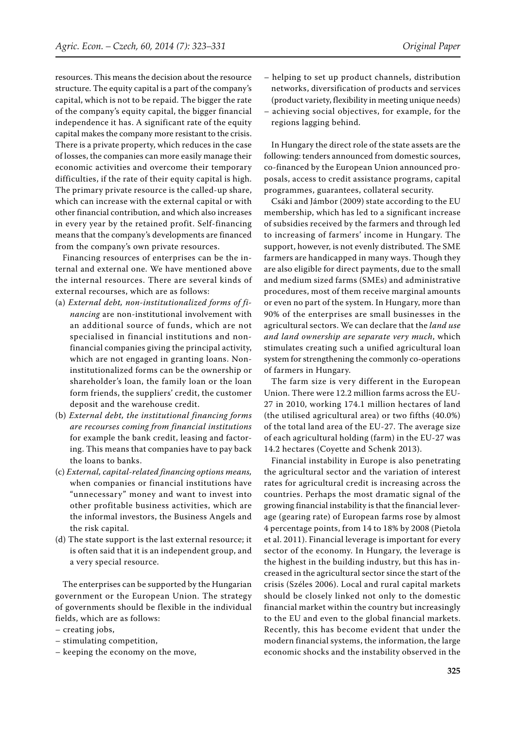resources. This means the decision about the resource structure. The equity capital is a part of the company's capital, which is not to be repaid. The bigger the rate of the company's equity capital, the bigger financial independence it has. A significant rate of the equity capital makes the company more resistant to the crisis. There is a private property, which reduces in the case of losses, the companies can more easily manage their economic activities and overcome their temporary difficulties, if the rate of their equity capital is high. The primary private resource is the called-up share, which can increase with the external capital or with other financial contribution, and which also increases in every year by the retained profit. Self-financing means that the company's developments are financed from the company's own private resources.

Financing resources of enterprises can be the internal and external one. We have mentioned above the internal resources. There are several kinds of external recourses, which are as follows:

(a) *External debt, non-institutionalized forms of financing* are non-institutional involvement with an additional source of funds, which are not specialised in financial institutions and non-financial companies giving the principal activity, which are not engaged in granting loans. Non-institutionalized forms can be the ownership or shareholder's loan, the family loan or the loan form friends, the suppliers' credit, the customer deposit and the warehouse credit.

(b) *External debt, the institutional financing forms are recourses coming from financial institutions* for example the bank credit, leasing and factoring. This means that companies have to pay back the loans to banks.

(c) *External, capital-related financing options means,* when companies or financial institutions have "unnecessary" money and want to invest into other profitable business activities, which are the informal investors, the Business Angels and the risk capital.

(d) The state support is the last external resource; it is often said that it is an independent group, and a very special resource.

The enterprises can be supported by the Hungarian government or the European Union. The strategy of governments should be flexible in the individual fields, which are as follows:

- creating jobs,
- stimulating competition,
- keeping the economy on the move,
- helping to set up product channels, distribution networks, diversification of products and services (product variety, flexibility in meeting unique needs)
- achieving social objectives, for example, for the regions lagging behind.

In Hungary the direct role of the state assets are the following: tenders announced from domestic sources, co-financed by the European Union announced proposals, access to credit assistance programs, capital programmes, guarantees, collateral security.

Csáki and Jámbor (2009) state according to the EU membership, which has led to a significant increase of subsidies received by the farmers and through led to increasing of farmers' income in Hungary. The support, however, is not evenly distributed. The SME farmers are handicapped in many ways. Though they are also eligible for direct payments, due to the small and medium sized farms (SMEs) and administrative procedures, most of them receive marginal amounts or even no part of the system. In Hungary, more than 90% of the enterprises are small businesses in the agricultural sectors. We can declare that the *land use and land ownership are separate very much*, which stimulates creating such a unified agricultural loan system for strengthening the commonly co-operations of farmers in Hungary.

The farm size is very different in the European Union. There were 12.2 million farms across the EU-27 in 2010, working 174.1 million hectares of land (the utilised agricultural area) or two fifths (40.0%) of the total land area of the EU-27. The average size of each agricultural holding (farm) in the EU-27 was 14.2 hectares (Coyette and Schenk 2013).

Financial instability in Europe is also penetrating the agricultural sector and the variation of interest rates for agricultural credit is increasing across the countries. Perhaps the most dramatic signal of the growing financial instability is that the financial leverage (gearing rate) of European farms rose by almost 4 percentage points, from 14 to 18% by 2008 (Pietola et al. 2011). Financial leverage is important for every sector of the economy. In Hungary, the leverage is the highest in the building industry, but this has increased in the agricultural sector since the start of the crisis (Széles 2006). Local and rural capital markets should be closely linked not only to the domestic financial market within the country but increasingly to the EU and even to the global financial markets. Recently, this has become evident that under the modern financial systems, the information, the large economic shocks and the instability observed in the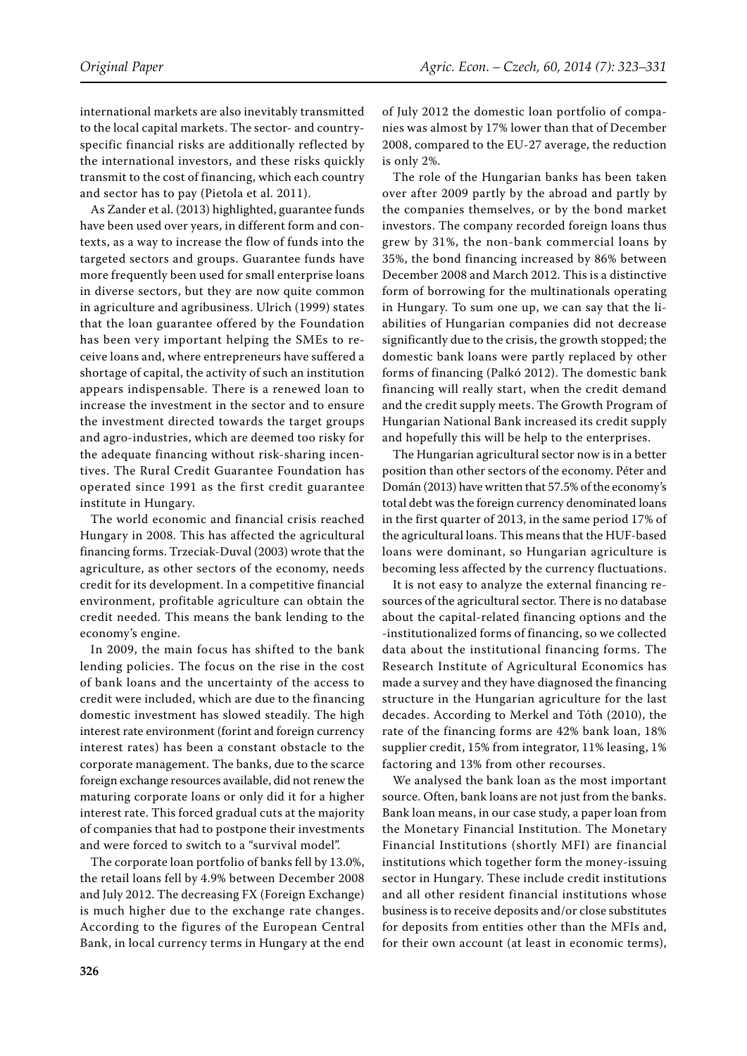international markets are also inevitably transmitted to the local capital markets. The sector- and country-specific financial risks are additionally reflected by the international investors, and these risks quickly transmit to the cost of financing, which each country and sector has to pay (Pietola et al. 2011).

As Zander et al. (2013) highlighted, guarantee funds have been used over years, in different form and contexts, as a way to increase the flow of funds into the targeted sectors and groups. Guarantee funds have more frequently been used for small enterprise loans in diverse sectors, but they are now quite common in agriculture and agribusiness. Ulrich (1999) states that the loan guarantee offered by the Foundation has been very important helping the SMEs to receive loans and, where entrepreneurs have suffered a shortage of capital, the activity of such an institution appears indispensable. There is a renewed loan to increase the investment in the sector and to ensure the investment directed towards the target groups and agro-industries, which are deemed too risky for the adequate financing without risk-sharing incentives. The Rural Credit Guarantee Foundation has operated since 1991 as the first credit guarantee institute in Hungary.

The world economic and financial crisis reached Hungary in 2008. This has affected the agricultural financing forms. Trzeciak-Duval (2003) wrote that the agriculture, as other sectors of the economy, needs credit for its development. In a competitive financial environment, profitable agriculture can obtain the credit needed. This means the bank lending to the economy's engine.

In 2009, the main focus has shifted to the bank lending policies. The focus on the rise in the cost of bank loans and the uncertainty of the access to credit were included, which are due to the financing domestic investment has slowed steadily. The high interest rate environment (forint and foreign currency interest rates) has been a constant obstacle to the corporate management. The banks, due to the scarce foreign exchange resources available, did not renew the maturing corporate loans or only did it for a higher interest rate. This forced gradual cuts at the majority of companies that had to postpone their investments and were forced to switch to a "survival model".

The corporate loan portfolio of banks fell by 13.0%, the retail loans fell by 4.9% between December 2008 and July 2012. The decreasing FX (Foreign Exchange) is much higher due to the exchange rate changes. According to the figures of the European Central Bank, in local currency terms in Hungary at the end of July 2012 the domestic loan portfolio of companies was almost by 17% lower than that of December 2008, compared to the EU-27 average, the reduction is only 2%.

The role of the Hungarian banks has been taken over after 2009 partly by the abroad and partly by the companies themselves, or by the bond market investors. The company recorded foreign loans thus grew by 31%, the non-bank commercial loans by 35%, the bond financing increased by 86% between December 2008 and March 2012. This is a distinctive form of borrowing for the multinationals operating in Hungary. To sum one up, we can say that the liabilities of Hungarian companies did not decrease significantly due to the crisis, the growth stopped; the domestic bank loans were partly replaced by other forms of financing (Palkó 2012). The domestic bank financing will really start, when the credit demand and the credit supply meets. The Growth Program of Hungarian National Bank increased its credit supply and hopefully this will be help to the enterprises.

The Hungarian agricultural sector now is in a better position than other sectors of the economy. Péter and Domán (2013) have written that 57.5% of the economy's total debt was the foreign currency denominated loans in the first quarter of 2013, in the same period 17% of the agricultural loans. This means that the HUF-based loans were dominant, so Hungarian agriculture is becoming less affected by the currency fluctuations.

It is not easy to analyze the external financing resources of the agricultural sector. There is no database about the capital-related financing options and the -institutionalized forms of financing, so we collected data about the institutional financing forms. The Research Institute of Agricultural Economics has made a survey and they have diagnosed the financing structure in the Hungarian agriculture for the last decades. According to Merkel and Tóth (2010), the rate of the financing forms are 42% bank loan, 18% supplier credit, 15% from integrator, 11% leasing, 1% factoring and 13% from other recourses.

We analysed the bank loan as the most important source. Often, bank loans are not just from the banks. Bank loan means, in our case study, a paper loan from the Monetary Financial Institution. The Monetary Financial Institutions (shortly MFI) are financial institutions which together form the money-issuing sector in Hungary. These include credit institutions and all other resident financial institutions whose business is to receive deposits and/or close substitutes for deposits from entities other than the MFIs and, for their own account (at least in economic terms),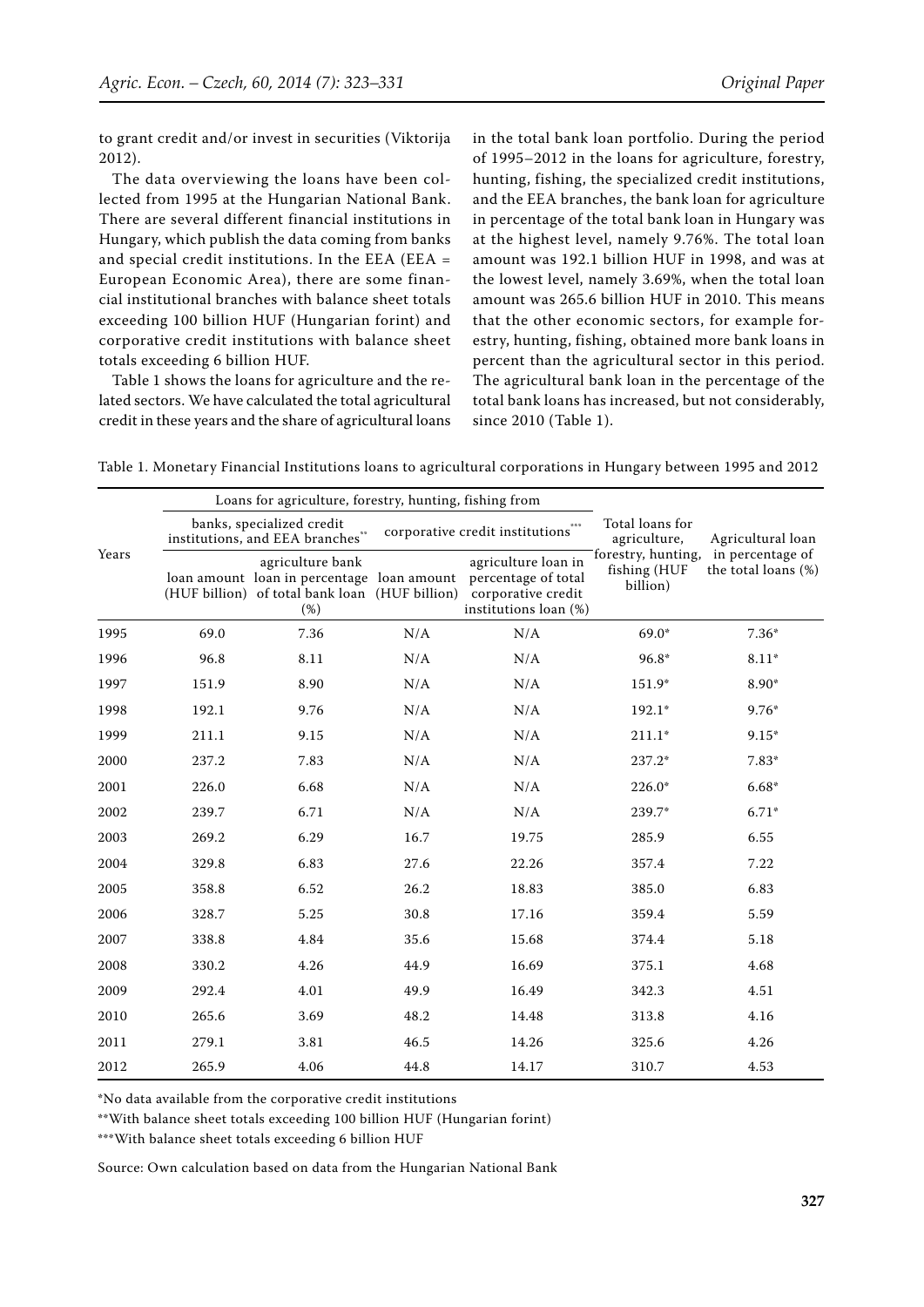to grant credit and/or invest in securities (Viktorija 2012).

The data overviewing the loans have been collected from 1995 at the Hungarian National Bank. There are several different financial institutions in Hungary, which publish the data coming from banks and special credit institutions. In the EEA (EEA = European Economic Area), there are some financial institutional branches with balance sheet totals exceeding 100 billion HUF (Hungarian forint) and corporative credit institutions with balance sheet totals exceeding 6 billion HUF.

Table 1 shows the loans for agriculture and the related sectors. We have calculated the total agricultural credit in these years and the share of agricultural loans in the total bank loan portfolio. During the period of 1995–2012 in the loans for agriculture, forestry, hunting, fishing, the specialized credit institutions, and the EEA branches, the bank loan for agriculture in percentage of the total bank loan in Hungary was at the highest level, namely 9.76%. The total loan amount was 192.1 billion HUF in 1998, and was at the lowest level, namely 3.69%, when the total loan amount was 265.6 billion HUF in 2010. This means that the other economic sectors, for example forestry, hunting, fishing, obtained more bank loans in percent than the agricultural sector in this period. The agricultural bank loan in the percentage of the total bank loans has increased, but not considerably, since 2010 (Table 1).

Table 1. Monetary Financial Institutions loans to agricultural corporations in Hungary between 1995 and 2012

| Years | Loans for agriculture, forestry, hunting, fishing from | | | | Total loans for agriculture, forestry, hunting, fishing (HUF billion) | Agricultural loan in percentage of the total loans (%) |
|---|---|---|---|---|---|---|
| | banks, specialized credit institutions, and EEA branches** | | corporative credit institutions*** | | | |
| | loan amount (HUF billion) | agriculture bank loan in percentage of total bank loan (%) | loan amount (HUF billion) | agriculture loan in percentage of total corporative credit institutions loan (%) | | |
| 1995 | 69.0 | 7.36 | N/A | N/A | 69.0* | 7.36* |
| 1996 | 96.8 | 8.11 | N/A | N/A | 96.8* | 8.11* |
| 1997 | 151.9 | 8.90 | N/A | N/A | 151.9* | 8.90* |
| 1998 | 192.1 | 9.76 | N/A | N/A | 192.1* | 9.76* |
| 1999 | 211.1 | 9.15 | N/A | N/A | 211.1* | 9.15* |
| 2000 | 237.2 | 7.83 | N/A | N/A | 237.2* | 7.83* |
| 2001 | 226.0 | 6.68 | N/A | N/A | 226.0* | 6.68* |
| 2002 | 239.7 | 6.71 | N/A | N/A | 239.7* | 6.71* |
| 2003 | 269.2 | 6.29 | 16.7 | 19.75 | 285.9 | 6.55 |
| 2004 | 329.8 | 6.83 | 27.6 | 22.26 | 357.4 | 7.22 |
| 2005 | 358.8 | 6.52 | 26.2 | 18.83 | 385.0 | 6.83 |
| 2006 | 328.7 | 5.25 | 30.8 | 17.16 | 359.4 | 5.59 |
| 2007 | 338.8 | 4.84 | 35.6 | 15.68 | 374.4 | 5.18 |
| 2008 | 330.2 | 4.26 | 44.9 | 16.69 | 375.1 | 4.68 |
| 2009 | 292.4 | 4.01 | 49.9 | 16.49 | 342.3 | 4.51 |
| 2010 | 265.6 | 3.69 | 48.2 | 14.48 | 313.8 | 4.16 |
| 2011 | 279.1 | 3.81 | 46.5 | 14.26 | 325.6 | 4.26 |
| 2012 | 265.9 | 4.06 | 44.8 | 14.17 | 310.7 | 4.53 |

*No data available from the corporative credit institutions

**With balance sheet totals exceeding 100 billion HUF (Hungarian forint)

***With balance sheet totals exceeding 6 billion HUF

Source: Own calculation based on data from the Hungarian National Bank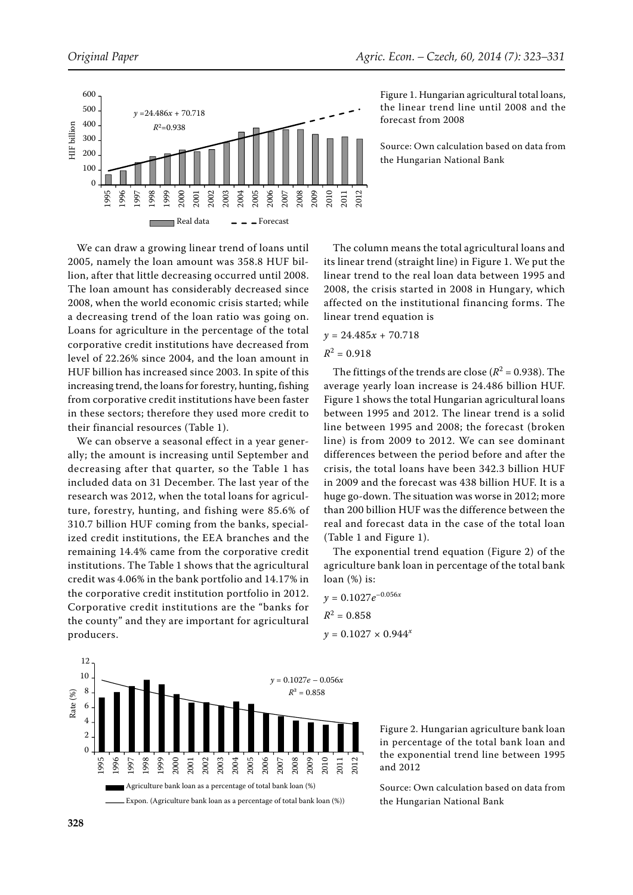Figure 1. Hungarian agricultural total loans, the linear trend line until 2008 and the forecast from 2008

Source: Own calculation based on data from the Hungarian National Bank

We can draw a growing linear trend of loans until 2005, namely the loan amount was 358.8 HUF billion, after that little decreasing occurred until 2008. The loan amount has considerably decreased since 2008, when the world economic crisis started; while a decreasing trend of the loan ratio was going on. Loans for agriculture in the percentage of the total corporative credit institutions have decreased from level of 22.26% since 2004, and the loan amount in HUF billion has increased since 2003. In spite of this increasing trend, the loans for forestry, hunting, fishing from corporative credit institutions have been faster in these sectors; therefore they used more credit to their financial resources (Table 1).

We can observe a seasonal effect in a year generally; the amount is increasing until September and decreasing after that quarter, so the Table 1 has included data on 31 December. The last year of the research was 2012, when the total loans for agriculture, forestry, hunting, and fishing were 85.6% of 310.7 billion HUF coming from the banks, specialized credit institutions, the EEA branches and the remaining 14.4% came from the corporative credit institutions. The Table 1 shows that the agricultural credit was 4.06% in the bank portfolio and 14.17% in the corporative credit institution portfolio in 2012. Corporative credit institutions are the "banks for the county" and they are important for agricultural producers.

The column means the total agricultural loans and its linear trend (straight line) in Figure 1. We put the linear trend to the real loan data between 1995 and 2008, the crisis started in 2008 in Hungary, which affected on the institutional financing forms. The linear trend equation is

$$y = 24.485x + 70.718$$

$$R^2 = 0.918$$

The fittings of the trends are close ($R^2 = 0.938$). The average yearly loan increase is 24.486 billion HUF. Figure 1 shows the total Hungarian agricultural loans between 1995 and 2012. The linear trend is a solid line between 1995 and 2008; the forecast (broken line) is from 2009 to 2012. We can see dominant differences between the period before and after the crisis, the total loans have been 342.3 billion HUF in 2009 and the forecast was 438 billion HUF. It is a huge go-down. The situation was worse in 2012; more than 200 billion HUF was the difference between the real and forecast data in the case of the total loan (Table 1 and Figure 1).

The exponential trend equation (Figure 2) of the agriculture bank loan in percentage of the total bank loan (%) is:

$$y = 0.1027e^{-0.056x}$$

$$R^2 = 0.858$$

$$y = 0.1027 \times 0.944^x$$

Figure 2. Hungarian agriculture bank loan in percentage of the total bank loan and the exponential trend line between 1995 and 2012

Source: Own calculation based on data from the Hungarian National Bank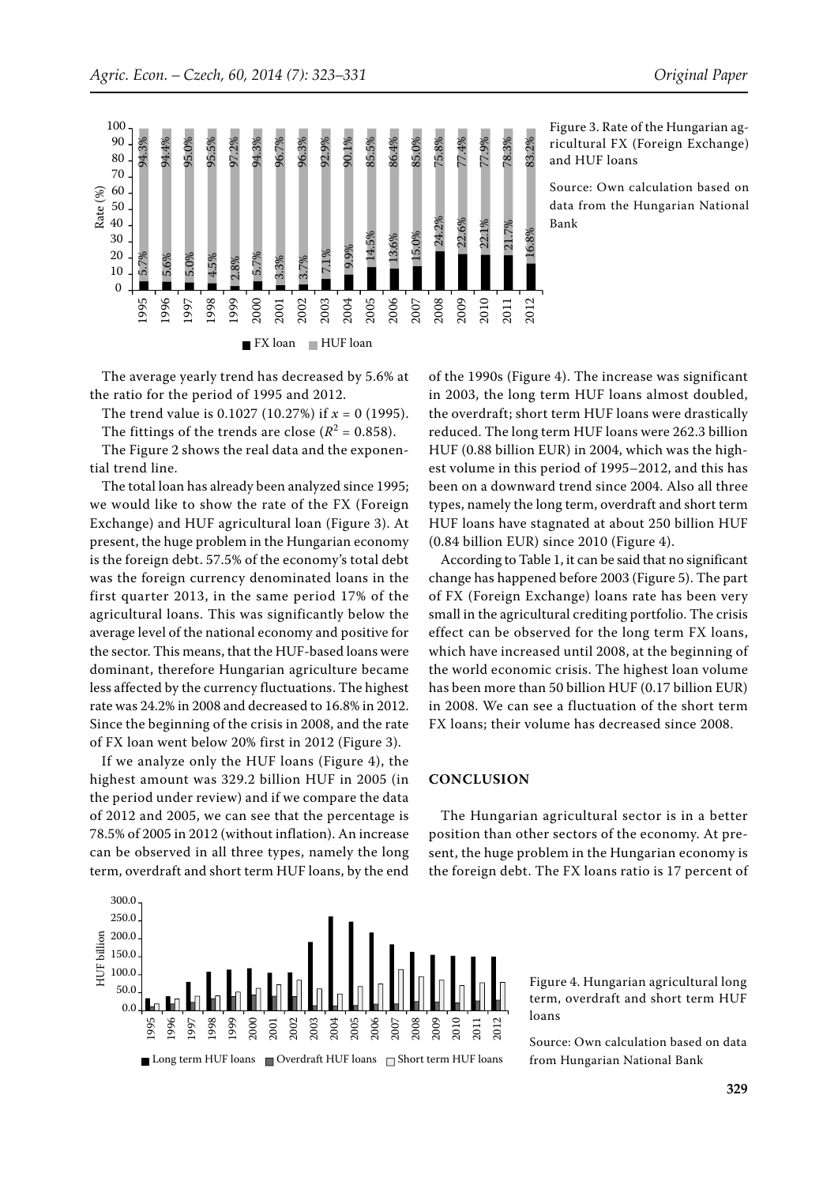Figure 3. Rate of the Hungarian agricultural FX (Foreign Exchange) and HUF loans

Source: Own calculation based on data from the Hungarian National Bank

The average yearly trend has decreased by 5.6% at the ratio for the period of 1995 and 2012.

The trend value is 0.1027 (10.27%) if $x = 0$ (1995).

The fittings of the trends are close ($R^2 = 0.858$).

The Figure 2 shows the real data and the exponential trend line.

The total loan has already been analyzed since 1995; we would like to show the rate of the FX (Foreign Exchange) and HUF agricultural loan (Figure 3). At present, the huge problem in the Hungarian economy is the foreign debt. 57.5% of the economy's total debt was the foreign currency denominated loans in the first quarter 2013, in the same period 17% of the agricultural loans. This was significantly below the average level of the national economy and positive for the sector. This means, that the HUF-based loans were dominant, therefore Hungarian agriculture became less affected by the currency fluctuations. The highest rate was 24.2% in 2008 and decreased to 16.8% in 2012. Since the beginning of the crisis in 2008, and the rate of FX loan went below 20% first in 2012 (Figure 3).

If we analyze only the HUF loans (Figure 4), the highest amount was 329.2 billion HUF in 2005 (in the period under review) and if we compare the data of 2012 and 2005, we can see that the percentage is 78.5% of 2005 in 2012 (without inflation). An increase can be observed in all three types, namely the long term, overdraft and short term HUF loans, by the end of the 1990s (Figure 4). The increase was significant in 2003, the long term HUF loans almost doubled, the overdraft; short term HUF loans were drastically reduced. The long term HUF loans were 262.3 billion HUF (0.88 billion EUR) in 2004, which was the highest volume in this period of 1995–2012, and this has been on a downward trend since 2004. Also all three types, namely the long term, overdraft and short term HUF loans have stagnated at about 250 billion HUF (0.84 billion EUR) since 2010 (Figure 4).

According to Table 1, it can be said that no significant change has happened before 2003 (Figure 5). The part of FX (Foreign Exchange) loans rate has been very small in the agricultural crediting portfolio. The crisis effect can be observed for the long term FX loans, which have increased until 2008, at the beginning of the world economic crisis. The highest loan volume has been more than 50 billion HUF (0.17 billion EUR) in 2008. We can see a fluctuation of the short term FX loans; their volume has decreased since 2008.

## CONCLUSION

The Hungarian agricultural sector is in a better position than other sectors of the economy. At present, the huge problem in the Hungarian economy is the foreign debt. The FX loans ratio is 17 percent of

Figure 4. Hungarian agricultural long term, overdraft and short term HUF loans

Source: Own calculation based on data from Hungarian National Bank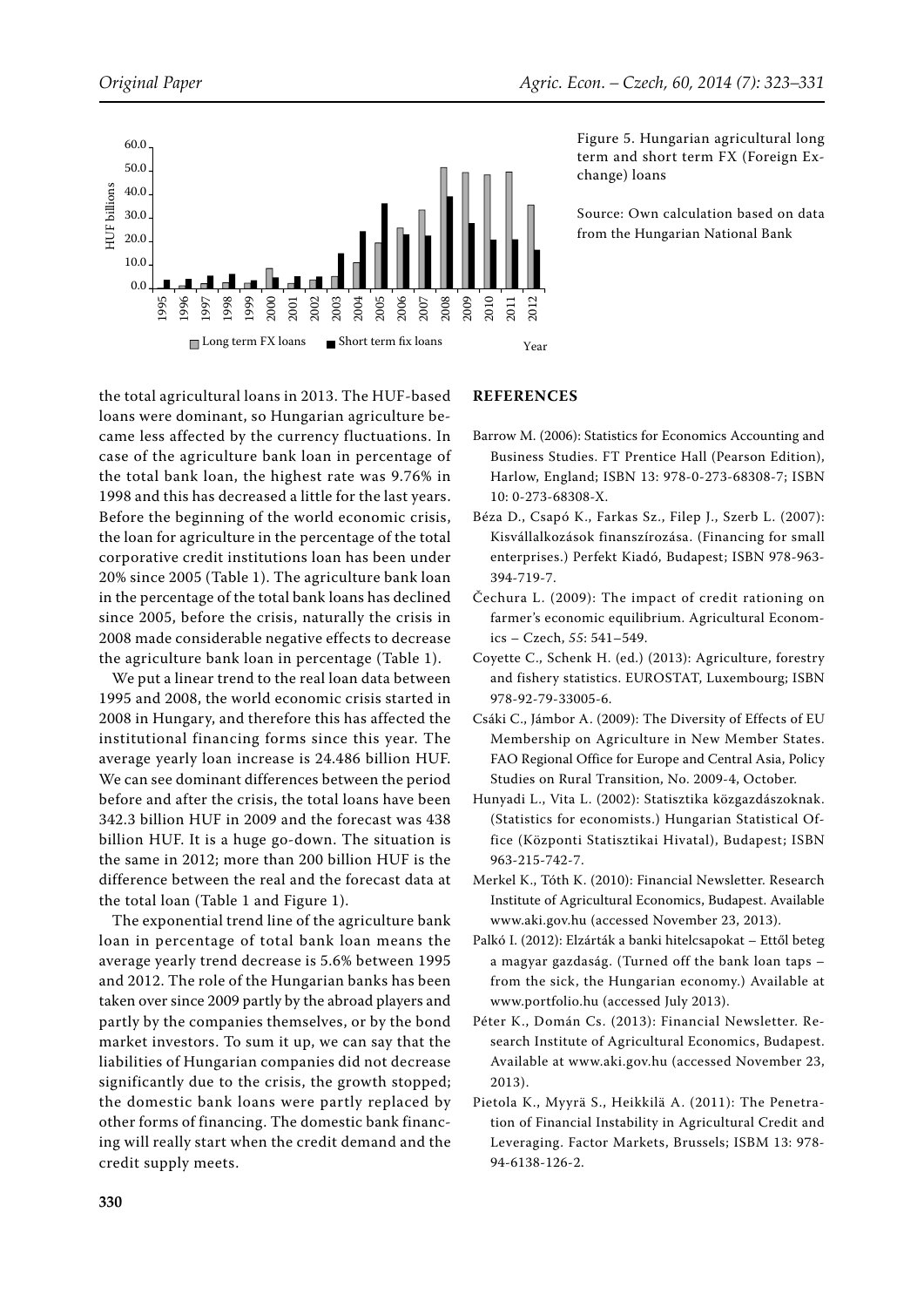Figure 5. Hungarian agricultural long term and short term FX (Foreign Exchange) loans

Source: Own calculation based on data from the Hungarian National Bank

the total agricultural loans in 2013. The HUF-based loans were dominant, so Hungarian agriculture became less affected by the currency fluctuations. In case of the agriculture bank loan in percentage of the total bank loan, the highest rate was 9.76% in 1998 and this has decreased a little for the last years. Before the beginning of the world economic crisis, the loan for agriculture in the percentage of the total corporative credit institutions loan has been under 20% since 2005 (Table 1). The agriculture bank loan in the percentage of the total bank loans has declined since 2005, before the crisis, naturally the crisis in 2008 made considerable negative effects to decrease the agriculture bank loan in percentage (Table 1).

We put a linear trend to the real loan data between 1995 and 2008, the world economic crisis started in 2008 in Hungary, and therefore this has affected the institutional financing forms since this year. The average yearly loan increase is 24.486 billion HUF. We can see dominant differences between the period before and after the crisis, the total loans have been 342.3 billion HUF in 2009 and the forecast was 438 billion HUF. It is a huge go-down. The situation is the same in 2012; more than 200 billion HUF is the difference between the real and the forecast data at the total loan (Table 1 and Figure 1).

The exponential trend line of the agriculture bank loan in percentage of total bank loan means the average yearly trend decrease is 5.6% between 1995 and 2012. The role of the Hungarian banks has been taken over since 2009 partly by the abroad players and partly by the companies themselves, or by the bond market investors. To sum it up, we can say that the liabilities of Hungarian companies did not decrease significantly due to the crisis, the growth stopped; the domestic bank loans were partly replaced by other forms of financing. The domestic bank financing will really start when the credit demand and the credit supply meets.

## REFERENCES

Barrow M. (2006): Statistics for Economics Accounting and Business Studies. FT Prentice Hall (Pearson Edition), Harlow, England; ISBN 13: 978-0-273-68308-7; ISBN 10: 0-273-68308-X.

Béza D., Csapó K., Farkas Sz., Filep J., Szerb L. (2007): Kisvállalkozások finanszírozása. (Financing for small enterprises.) Perfekt Kiadó, Budapest; ISBN 978-963-394-719-7.

Čechura L. (2009): The impact of credit rationing on farmer's economic equilibrium. Agricultural Economics – Czech, 55: 541–549.

Coyette C., Schenk H. (ed.) (2013): Agriculture, forestry and fishery statistics. EUROSTAT, Luxembourg; ISBN 978-92-79-33005-6.

Csáki C., Jámbor A. (2009): The Diversity of Effects of EU Membership on Agriculture in New Member States. FAO Regional Office for Europe and Central Asia, Policy Studies on Rural Transition, No. 2009-4, October.

Hunyadi L., Vita L. (2002): Statisztika közgazdászoknak. (Statistics for economists.) Hungarian Statistical Office (Központi Statisztikai Hivatal), Budapest; ISBN 963-215-742-7.

Merkel K., Tóth K. (2010): Financial Newsletter. Research Institute of Agricultural Economics, Budapest. Available www.aki.gov.hu (accessed November 23, 2013).

Palkó I. (2012): Elzárták a banki hitelcsapokat – Ettől beteg a magyar gazdaság. (Turned off the bank loan taps – from the sick, the Hungarian economy.) Available at www.portfolio.hu (accessed July 2013).

Péter K., Domán Cs. (2013): Financial Newsletter. Research Institute of Agricultural Economics, Budapest. Available at www.aki.gov.hu (accessed November 23, 2013).

Pietola K., Myyrä S., Heikkilä A. (2011): The Penetration of Financial Instability in Agricultural Credit and Leveraging. Factor Markets, Brussels; ISBM 13: 978-94-6138-126-2.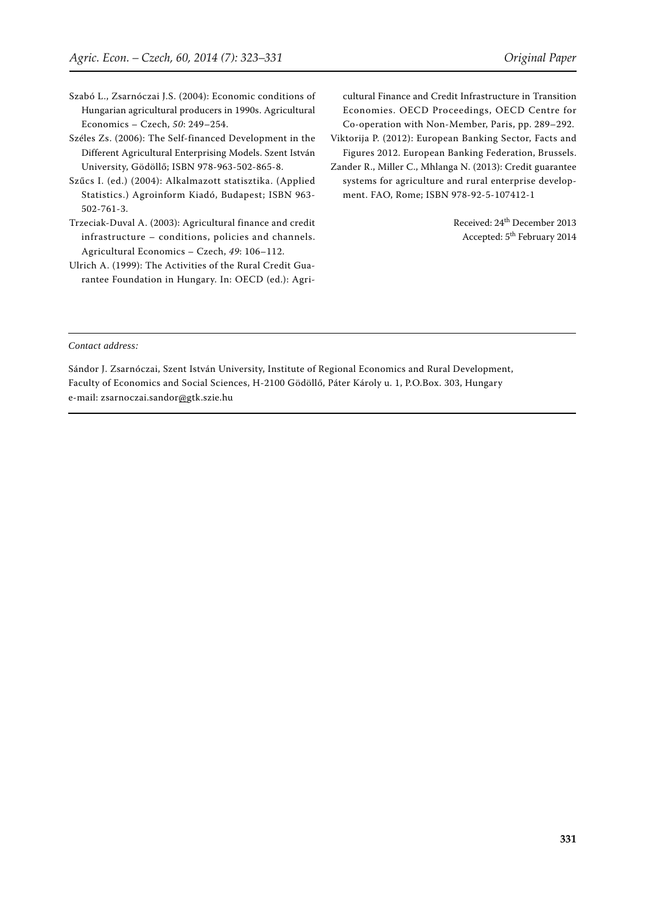Szabó L., Zsarnóczai J.S. (2004): Economic conditions of Hungarian agricultural producers in 1990s. Agricultural Economics – Czech, *50*: 249–254.

Széles Zs. (2006): The Self-financed Development in the Different Agricultural Enterprising Models. Szent István University, Gödöllő; ISBN 978-963-502-865-8.

Szűcs I. (ed.) (2004): Alkalmazott statisztika. (Applied Statistics.) Agroinform Kiadó, Budapest; ISBN 963-502-761-3.

Trzeciak-Duval A. (2003): Agricultural finance and credit infrastructure – conditions, policies and channels. Agricultural Economics – Czech, *49*: 106–112.

Ulrich A. (1999): The Activities of the Rural Credit Guarantee Foundation in Hungary. In: OECD (ed.): Agricultural Finance and Credit Infrastructure in Transition Economies. OECD Proceedings, OECD Centre for Co-operation with Non-Member, Paris, pp. 289–292.

Viktorija P. (2012): European Banking Sector, Facts and Figures 2012. European Banking Federation, Brussels.

Zander R., Miller C., Mhlanga N. (2013): Credit guarantee systems for agriculture and rural enterprise development. FAO, Rome; ISBN 978-92-5-107412-1

Received: 24th December 2013
Accepted: 5th February 2014

*Contact address:*

Sándor J. Zsarnóczai, Szent István University, Institute of Regional Economics and Rural Development, Faculty of Economics and Social Sciences, H-2100 Gödöllő, Páter Károly u. 1, P.O.Box. 303, Hungary
e-mail: zsarnoczai.sandor@gtk.szie.hu